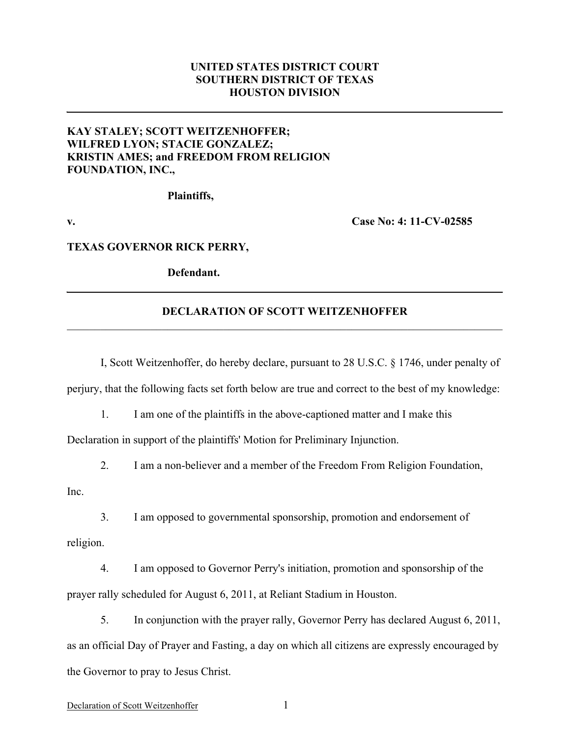**UNITED STATES DISTRICT COURT**
**SOUTHERN DISTRICT OF TEXAS**
**HOUSTON DIVISION**

---

**KAY STALEY; SCOTT WEITZENHOFFER; WILFRED LYON; STACIE GONZALEZ; KRISTIN AMES; and FREEDOM FROM RELIGION FOUNDATION, INC.,**

**Plaintiffs,**

**v.** **Case No: 4: 11-CV-02585**

**TEXAS GOVERNOR RICK PERRY,**

**Defendant.**

---

**DECLARATION OF SCOTT WEITZENHOFFER**

---

I, Scott Weitzenhoffer, do hereby declare, pursuant to 28 U.S.C. § 1746, under penalty of perjury, that the following facts set forth below are true and correct to the best of my knowledge:

1. I am one of the plaintiffs in the above-captioned matter and I make this Declaration in support of the plaintiffs' Motion for Preliminary Injunction.

2. I am a non-believer and a member of the Freedom From Religion Foundation, Inc.

3. I am opposed to governmental sponsorship, promotion and endorsement of religion.

4. I am opposed to Governor Perry's initiation, promotion and sponsorship of the prayer rally scheduled for August 6, 2011, at Reliant Stadium in Houston.

5. In conjunction with the prayer rally, Governor Perry has declared August 6, 2011, as an official Day of Prayer and Fasting, a day on which all citizens are expressly encouraged by the Governor to pray to Jesus Christ.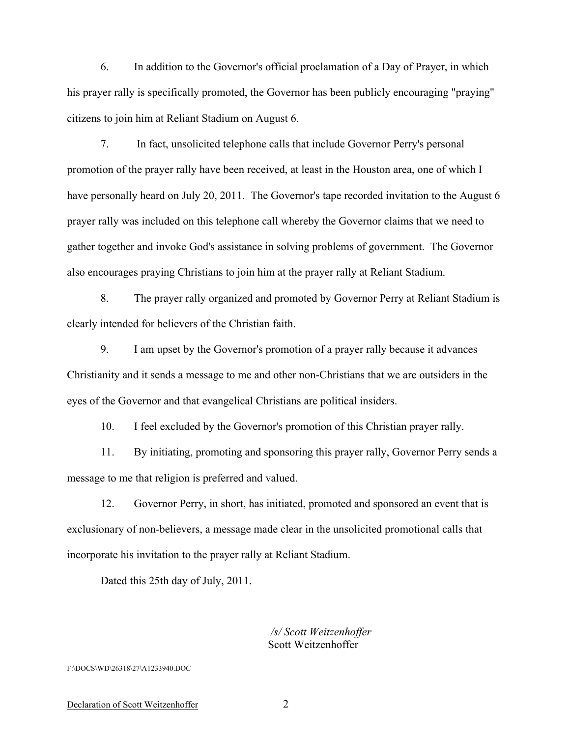6. In addition to the Governor's official proclamation of a Day of Prayer, in which his prayer rally is specifically promoted, the Governor has been publicly encouraging "praying" citizens to join him at Reliant Stadium on August 6.

7. In fact, unsolicited telephone calls that include Governor Perry's personal promotion of the prayer rally have been received, at least in the Houston area, one of which I have personally heard on July 20, 2011. The Governor's tape recorded invitation to the August 6 prayer rally was included on this telephone call whereby the Governor claims that we need to gather together and invoke God's assistance in solving problems of government. The Governor also encourages praying Christians to join him at the prayer rally at Reliant Stadium.

8. The prayer rally organized and promoted by Governor Perry at Reliant Stadium is clearly intended for believers of the Christian faith.

9. I am upset by the Governor's promotion of a prayer rally because it advances Christianity and it sends a message to me and other non-Christians that we are outsiders in the eyes of the Governor and that evangelical Christians are political insiders.

10. I feel excluded by the Governor's promotion of this Christian prayer rally.

11. By initiating, promoting and sponsoring this prayer rally, Governor Perry sends a message to me that religion is preferred and valued.

12. Governor Perry, in short, has initiated, promoted and sponsored an event that is exclusionary of non-believers, a message made clear in the unsolicited promotional calls that incorporate his invitation to the prayer rally at Reliant Stadium.

Dated this 25th day of July, 2011.

*/s/ Scott Weitzenhoffer*
Scott Weitzenhoffer

F:\DOCS\WD\26318\27\A1233940.DOC

Declaration of Scott Weitzenhoffer